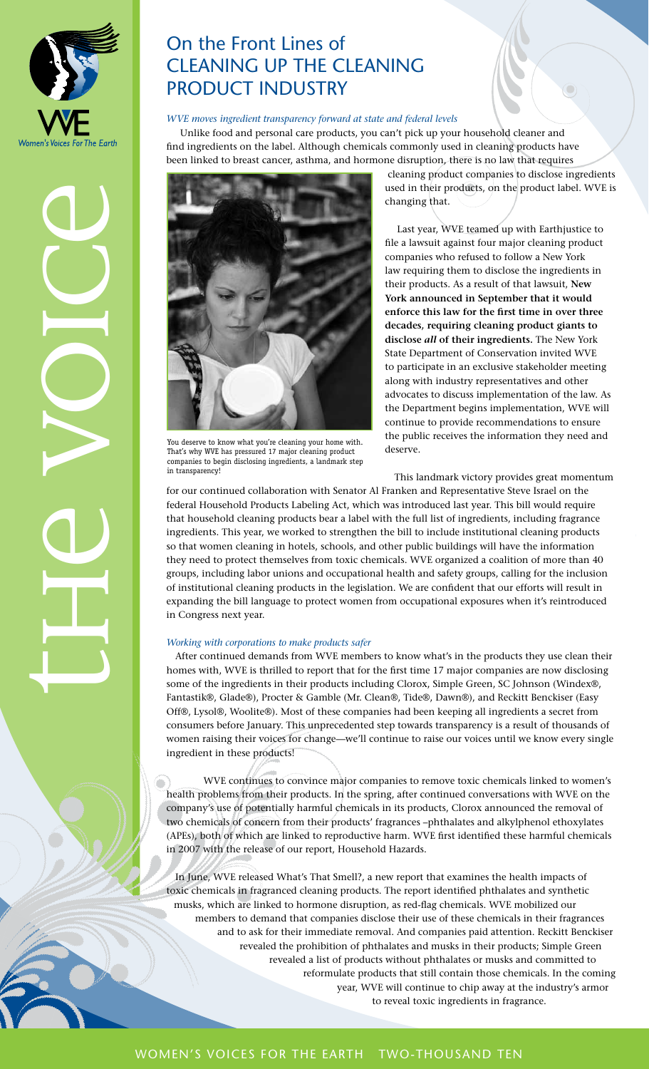# On the Front Lines of CLEANING UP THE CLEANING PRODUCT INDUSTRY

*WVE moves ingredient transparency forward at state and federal levels*

Unlike food and personal care products, you can't pick up your household cleaner and find ingredients on the label. Although chemicals commonly used in cleaning products have been linked to breast cancer, asthma, and hormone disruption, there is no law that requires cleaning product companies to disclose ingredients used in their products, on the product label. WVE is changing that.

Last year, WVE teamed up with Earthjustice to file a lawsuit against four major cleaning product companies who refused to follow a New York law requiring them to disclose the ingredients in their products. As a result of that lawsuit, **New York announced in September that it would enforce this law for the first time in over three decades, requiring cleaning product giants to disclose *all* of their ingredients.** The New York State Department of Conservation invited WVE to participate in an exclusive stakeholder meeting along with industry representatives and other advocates to discuss implementation of the law. As the Department begins implementation, WVE will continue to provide recommendations to ensure the public receives the information they need and deserve.

You deserve to know what you're cleaning your home with. That's why WVE has pressured 17 major cleaning product companies to begin disclosing ingredients, a landmark step in transparency!

This landmark victory provides great momentum for our continued collaboration with Senator Al Franken and Representative Steve Israel on the federal Household Products Labeling Act, which was introduced last year. This bill would require that household cleaning products bear a label with the full list of ingredients, including fragrance ingredients. This year, we worked to strengthen the bill to include institutional cleaning products so that women cleaning in hotels, schools, and other public buildings will have the information they need to protect themselves from toxic chemicals. WVE organized a coalition of more than 40 groups, including labor unions and occupational health and safety groups, calling for the inclusion of institutional cleaning products in the legislation. We are confident that our efforts will result in expanding the bill language to protect women from occupational exposures when it's reintroduced in Congress next year.

*Working with corporations to make products safer*

After continued demands from WVE members to know what's in the products they use clean their homes with, WVE is thrilled to report that for the first time 17 major companies are now disclosing some of the ingredients in their products including Clorox, Simple Green, SC Johnson (Windex®, Fantastik®, Glade®), Procter & Gamble (Mr. Clean®, Tide®, Dawn®), and Reckitt Benckiser (Easy Off®, Lysol®, Woolite®). Most of these companies had been keeping all ingredients a secret from consumers before January. This unprecedented step towards transparency is a result of thousands of women raising their voices for change—we'll continue to raise our voices until we know every single ingredient in these products!

WVE continues to convince major companies to remove toxic chemicals linked to women's health problems from their products. In the spring, after continued conversations with WVE on the company's use of potentially harmful chemicals in its products, Clorox announced the removal of two chemicals of concern from their products' fragrances –phthalates and alkylphenol ethoxylates (APEs), both of which are linked to reproductive harm. WVE first identified these harmful chemicals in 2007 with the release of our report, Household Hazards.

In June, WVE released What's That Smell?, a new report that examines the health impacts of toxic chemicals in fragranced cleaning products. The report identified phthalates and synthetic musks, which are linked to hormone disruption, as red-flag chemicals. WVE mobilized our members to demand that companies disclose their use of these chemicals in their fragrances and to ask for their immediate removal. And companies paid attention. Reckitt Benckiser revealed the prohibition of phthalates and musks in their products; Simple Green revealed a list of products without phthalates or musks and committed to reformulate products that still contain those chemicals. In the coming year, WVE will continue to chip away at the industry's armor to reveal toxic ingredients in fragrance.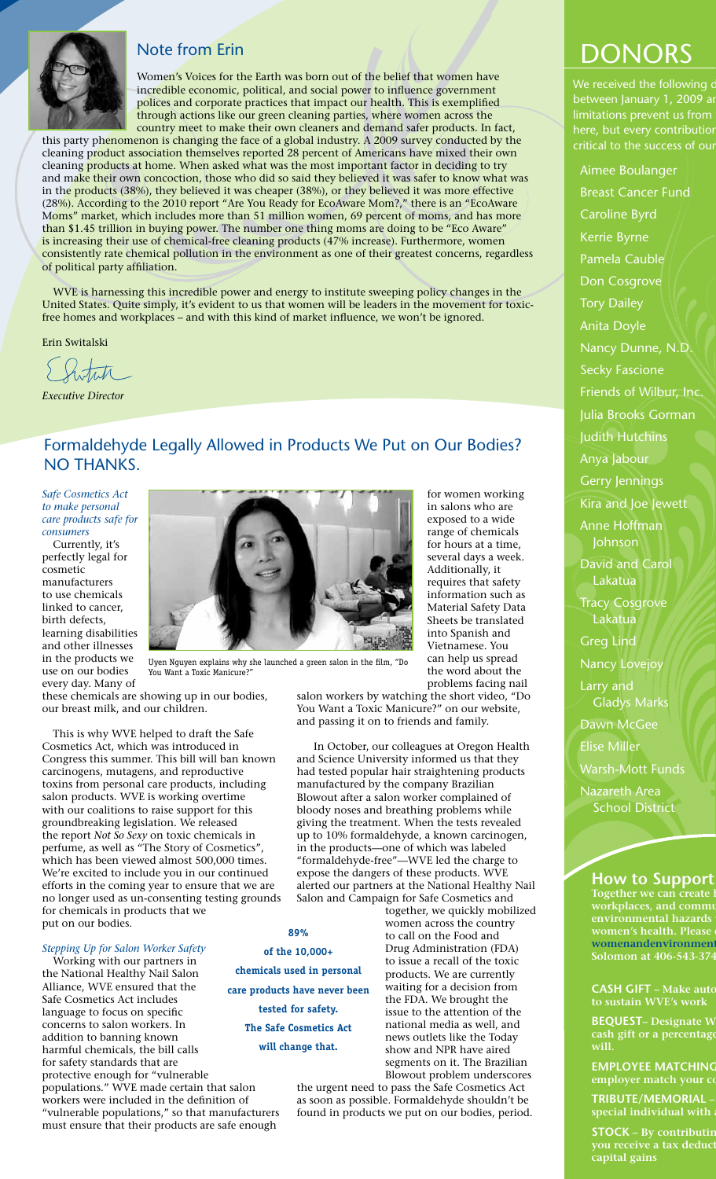## Note from Erin

Women's Voices for the Earth was born out of the belief that women have incredible economic, political, and social power to influence government polices and corporate practices that impact our health. This is exemplified through actions like our green cleaning parties, where women across the country meet to make their own cleaners and demand safer products. In fact, this party phenomenon is changing the face of a global industry. A 2009 survey conducted by the cleaning product association themselves reported 28 percent of Americans have mixed their own cleaning products at home. When asked what was the most important factor in deciding to try and make their own concoction, those who did so said they believed it was safer to know what was in the products (38%), they believed it was cheaper (38%), or they believed it was more effective (28%). According to the 2010 report "Are You Ready for EcoAware Mom?," there is an "EcoAware Moms" market, which includes more than 51 million women, 69 percent of moms, and has more than $1.45 trillion in buying power. The number one thing moms are doing to be "Eco Aware" is increasing their use of chemical-free cleaning products (47% increase). Furthermore, women consistently rate chemical pollution in the environment as one of their greatest concerns, regardless of political party affiliation.

WVE is harnessing this incredible power and energy to institute sweeping policy changes in the United States. Quite simply, it's evident to us that women will be leaders in the movement for toxic-free homes and workplaces – and with this kind of market influence, we won't be ignored.

Erin Switalski

*Executive Director*

## Formaldehyde Legally Allowed in Products We Put on Our Bodies? NO THANKS.

*Safe Cosmetics Act to make personal care products safe for consumers*

Currently, it's perfectly legal for cosmetic manufacturers to use chemicals linked to cancer, birth defects, learning disabilities and other illnesses in the products we use on our bodies every day. Many of these chemicals are showing up in our bodies, our breast milk, and our children.

Uyen Nguyen explains why she launched a green salon in the film, "Do You Want a Toxic Manicure?"

This is why WVE helped to draft the Safe Cosmetics Act, which was introduced in Congress this summer. This bill will ban known carcinogens, mutagens, and reproductive toxins from personal care products, including salon products. WVE is working overtime with our coalitions to raise support for this groundbreaking legislation. We released the report *Not So Sexy* on toxic chemicals in perfume, as well as "The Story of Cosmetics", which has been viewed almost 500,000 times. We're excited to include you in our continued efforts in the coming year to ensure that we are no longer used as un-consenting testing grounds for chemicals in products that we put on our bodies.

*Stepping Up for Salon Worker Safety*

Working with our partners in the National Healthy Nail Salon Alliance, WVE ensured that the Safe Cosmetics Act includes language to focus on specific concerns to salon workers. In addition to banning known harmful chemicals, the bill calls for safety standards that are protective enough for "vulnerable populations." WVE made certain that salon workers were included in the definition of "vulnerable populations," so that manufacturers must ensure that their products are safe enough for women working in salons who are exposed to a wide range of chemicals for hours at a time, several days a week. Additionally, it requires that safety information such as Material Safety Data Sheets be translated into Spanish and Vietnamese. You can help us spread the word about the problems facing nail salon workers by watching the short video, "Do You Want a Toxic Manicure?" on our website, and passing it on to friends and family.

**89% of the 10,000+ chemicals used in personal care products have never been tested for safety. The Safe Cosmetics Act will change that.**

In October, our colleagues at Oregon Health and Science University informed us that they had tested popular hair straightening products manufactured by the company Brazilian Blowout after a salon worker complained of bloody noses and breathing problems while giving the treatment. When the tests revealed up to 10% formaldehyde, a known carcinogen, in the products—one of which was labeled "formaldehyde-free"—WVE led the charge to expose the dangers of these products. WVE alerted our partners at the National Healthy Nail Salon and Campaign for Safe Cosmetics and together, we quickly mobilized women across the country to call on the Food and Drug Administration (FDA) to issue a recall of the toxic products. We are currently waiting for a decision from the FDA. We brought the issue to the attention of the national media as well, and news outlets like the Today show and NPR have aired segments on it. The Brazilian Blowout problem underscores the urgent need to pass the Safe Cosmetics Act as soon as possible. Formaldehyde shouldn't be found in products we put on our bodies, period.

# DONORS

We received the following c[...] between January 1, 2009 a[...] limitations prevent us from [...] here, but every contributio[...] critical to the success of ou[...]

- Aimee Boulanger
- Breast Cancer Fund
- Caroline Byrd
- Kerrie Byrne
- Pamela Cauble
- Don Cosgrove
- Tory Dailey
- Anita Doyle
- Nancy Dunne, N.D.
- Secky Fascione
- Friends of Wilbur, Inc.
- Julia Brooks Gorman
- Judith Hutchins
- Anya Jabour
- Gerry Jennings
- Kira and Joe Jewett
- Anne Hoffman Johnson
- David and Carol Lakatua
- Tracy Cosgrove Lakatua
- Greg Lind
- Nancy Lovejoy
- Larry and Gladys Marks
- Dawn McGee
- Elise Miller
- Warsh-Mott Funds
- Nazareth Area School District

## How to Support

**Together we can create [...] workplaces, and commu[...] environmental hazards [...] women's health. Please [...] womenandenvironment[...] Solomon at 406-543-374[...]**

**CASH GIFT** – **Make auto[...] to sustain WVE's work**

**BEQUEST**– **Designate W[...] cash gift or a percentage [...] will.**

**EMPLOYEE MATCHING [...] employer match your co[...]**

**TRIBUTE/MEMORIAL – [...] special individual with [...]**

**STOCK** – **By contributin[...] you receive a tax deduct[...] capital gains**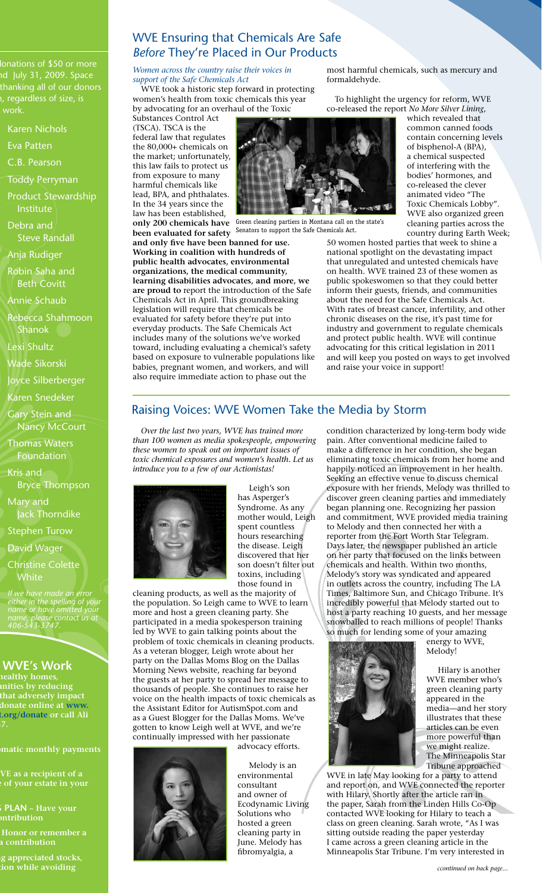donations of $50 or more
nd July 31, 2009. Space
thanking all of our donors
, regardless of size, is
work.

- Karen Nichols
- Eva Patten
- C.B. Pearson
- Toddy Perryman
- Product Stewardship Institute
- Debra and Steve Randall
- Anja Rudiger
- Robin Saha and Beth Covitt
- Annie Schaub
- Rebecca Shahmoon Shanok
- Lexi Shultz
- Wade Sikorski
- Joyce Silberberger
- Karen Snedeker
- Gary Stein and Nancy McCourt
- Thomas Waters Foundation
- Kris and Bryce Thompson
- Mary and Jack Thorndike
- Stephen Turow
- David Wager
- Christine Colette White

*If we have made an error either in the spelling of your name or have omitted your name, please contact us at 406-543-3747.*

**WVE's Work**

**healthy homes, unities by reducing that adversely impact donate online at www. .org/donate or call Ali 7.**

**omatic monthly payments**

**VE as a recipient of a e of your estate in your**

**PLAN – Have your ontribution**

**Honor or remember a a contribution**

**g appreciated stocks, tion while avoiding**

## WVE Ensuring that Chemicals Are Safe *Before* They're Placed in Our Products

*Women across the country raise their voices in support of the Safe Chemicals Act*

WVE took a historic step forward in protecting women's health from toxic chemicals this year by advocating for an overhaul of the Toxic Substances Control Act (TSCA). TSCA is the federal law that regulates the 80,000+ chemicals on the market; unfortunately, this law fails to protect us from exposure to many harmful chemicals like lead, BPA, and phthalates. In the 34 years since the law has been established, **only 200 chemicals have been evaluated for safety and only five have been banned for use. Working in coalition with hundreds of public health advocates, environmental organizations, the medical community, learning disabilities advocates, and more, we are proud to** report the introduction of the Safe Chemicals Act in April. This groundbreaking legislation will require that chemicals be evaluated for safety before they're put into everyday products. The Safe Chemicals Act includes many of the solutions we've worked toward, including evaluating a chemical's safety based on exposure to vulnerable populations like babies, pregnant women, and workers, and will also require immediate action to phase out the most harmful chemicals, such as mercury and formaldehyde.

Green cleaning partiers in Montana call on the state's Senators to support the Safe Chemicals Act.

To highlight the urgency for reform, WVE co-released the report *No More Silver Lining*, which revealed that common canned foods contain concerning levels of bisphenol-A (BPA), a chemical suspected of interfering with the bodies' hormones, and co-released the clever animated video "The Toxic Chemicals Lobby". WVE also organized green cleaning parties across the country during Earth Week; 50 women hosted parties that week to shine a national spotlight on the devastating impact that unregulated and untested chemicals have on health. WVE trained 23 of these women as public spokeswomen so that they could better inform their guests, friends, and communities about the need for the Safe Chemicals Act. With rates of breast cancer, infertility, and other chronic diseases on the rise, it's past time for industry and government to regulate chemicals and protect public health. WVE will continue advocating for this critical legislation in 2011 and will keep you posted on ways to get involved and raise your voice in support!

## Raising Voices: WVE Women Take the Media by Storm

*Over the last two years, WVE has trained more than 100 women as media spokespeople, empowering these women to speak out on important issues of toxic chemical exposures and women's health. Let us introduce you to a few of our Actionistas!*

Leigh's son has Asperger's Syndrome. As any mother would, Leigh spent countless hours researching the disease. Leigh discovered that her son doesn't filter out toxins, including those found in cleaning products, as well as the majority of the population. So Leigh came to WVE to learn more and host a green cleaning party. She participated in a media spokesperson training led by WVE to gain talking points about the problem of toxic chemicals in cleaning products. As a veteran blogger, Leigh wrote about her party on the Dallas Moms Blog on the Dallas Morning News website, reaching far beyond the guests at her party to spread her message to thousands of people. She continues to raise her voice on the health impacts of toxic chemicals as the Assistant Editor for AutismSpot.com and as a Guest Blogger for the Dallas Moms. We've gotten to know Leigh well at WVE, and we're continually impressed with her passionate advocacy efforts.

Melody is an environmental consultant and owner of Ecodynamic Living Solutions who hosted a green cleaning party in June. Melody has fibromyalgia, a condition characterized by long-term body wide pain. After conventional medicine failed to make a difference in her condition, she began eliminating toxic chemicals from her home and happily noticed an improvement in her health. Seeking an effective venue to discuss chemical exposure with her friends, Melody was thrilled to discover green cleaning parties and immediately began planning one. Recognizing her passion and commitment, WVE provided media training to Melody and then connected her with a reporter from the Fort Worth Star Telegram. Days later, the newspaper published an article on her party that focused on the links between chemicals and health. Within two months, Melody's story was syndicated and appeared in outlets across the country, including The LA Times, Baltimore Sun, and Chicago Tribune. It's incredibly powerful that Melody started out to host a party reaching 10 guests, and her message snowballed to reach millions of people! Thanks so much for lending some of your amazing energy to WVE, Melody!

Hilary is another WVE member who's green cleaning party appeared in the media—and her story illustrates that these articles can be even more powerful than we might realize. The Minneapolis Star Tribune approached WVE in late May looking for a party to attend and report on, and WVE connected the reporter with Hilary. Shortly after the article ran in the paper, Sarah from the Linden Hills Co-Op contacted WVE looking for Hilary to teach a class on green cleaning. Sarah wrote, "As I was sitting outside reading the paper yesterday I came across a green cleaning article in the Minneapolis Star Tribune. I'm very interested in

*ccontinued on back page...*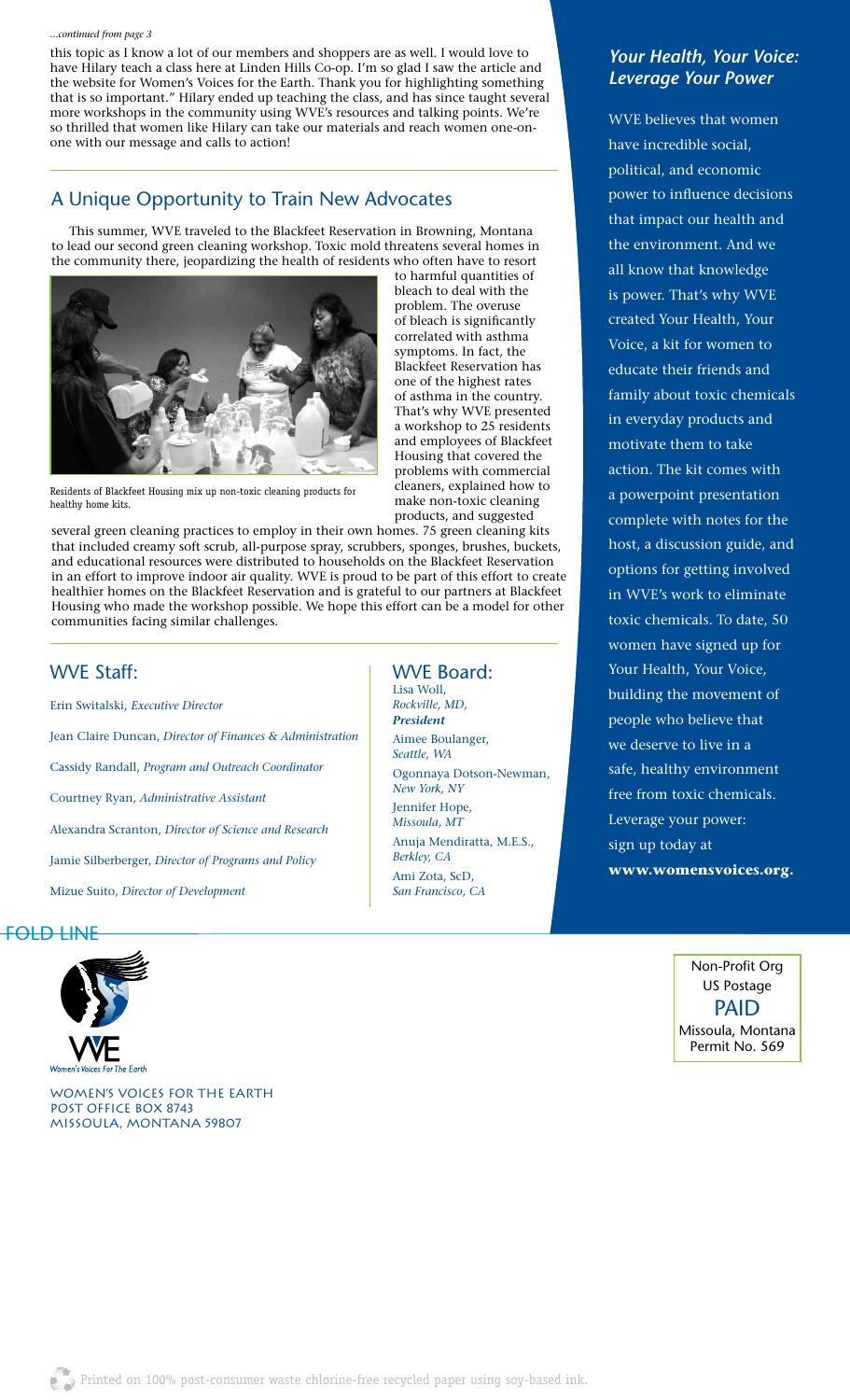*...continued from page 3*

this topic as I know a lot of our members and shoppers are as well. I would love to have Hilary teach a class here at Linden Hills Co-op. I'm so glad I saw the article and the website for Women's Voices for the Earth. Thank you for highlighting something that is so important." Hilary ended up teaching the class, and has since taught several more workshops in the community using WVE's resources and talking points. We're so thrilled that women like Hilary can take our materials and reach women one-on-one with our message and calls to action!

## A Unique Opportunity to Train New Advocates

This summer, WVE traveled to the Blackfeet Reservation in Browning, Montana to lead our second green cleaning workshop. Toxic mold threatens several homes in the community there, jeopardizing the health of residents who often have to resort to harmful quantities of bleach to deal with the problem. The overuse of bleach is significantly correlated with asthma symptoms. In fact, the Blackfeet Reservation has one of the highest rates of asthma in the country. That's why WVE presented a workshop to 25 residents and employees of Blackfeet Housing that covered the problems with commercial cleaners, explained how to make non-toxic cleaning products, and suggested several green cleaning practices to employ in their own homes. 75 green cleaning kits that included creamy soft scrub, all-purpose spray, scrubbers, sponges, brushes, buckets, and educational resources were distributed to households on the Blackfeet Reservation in an effort to improve indoor air quality. WVE is proud to be part of this effort to create healthier homes on the Blackfeet Reservation and is grateful to our partners at Blackfeet Housing who made the workshop possible. We hope this effort can be a model for other communities facing similar challenges.

Residents of Blackfeet Housing mix up non-toxic cleaning products for healthy home kits.

## WVE Staff:

Erin Switalski, *Executive Director*

Jean Claire Duncan, *Director of Finances & Administration*

Cassidy Randall, *Program and Outreach Coordinator*

Courtney Ryan, *Administrative Assistant*

Alexandra Scranton, *Director of Science and Research*

Jamie Silberberger, *Director of Programs and Policy*

Mizue Suito, *Director of Development*

## WVE Board:

Lisa Woll, *Rockville, MD,* ***President***

Aimee Boulanger, *Seattle, WA*

Ogonnaya Dotson-Newman, *New York, NY*

Jennifer Hope, *Missoula, MT*

Anuja Mendiratta, M.E.S., *Berkley, CA*

Ami Zota, ScD, *San Francisco, CA*

## *Your Health, Your Voice: Leverage Your Power*

WVE believes that women have incredible social, political, and economic power to influence decisions that impact our health and the environment. And we all know that knowledge is power. That's why WVE created Your Health, Your Voice, a kit for women to educate their friends and family about toxic chemicals in everyday products and motivate them to take action. The kit comes with a powerpoint presentation complete with notes for the host, a discussion guide, and options for getting involved in WVE's work to eliminate toxic chemicals. To date, 50 women have signed up for Your Health, Your Voice, building the movement of people who believe that we deserve to live in a safe, healthy environment free from toxic chemicals. Leverage your power: sign up today at **www.womensvoices.org.**

FOLD LINE

WVE
Women's Voices For The Earth

WOMEN'S VOICES FOR THE EARTH
POST OFFICE BOX 8743
MISSOULA, MONTANA 59807

Non-Profit Org
US Postage
PAID
Missoula, Montana
Permit No. 569

Printed on 100% post-consumer waste chlorine-free recycled paper using soy-based ink.